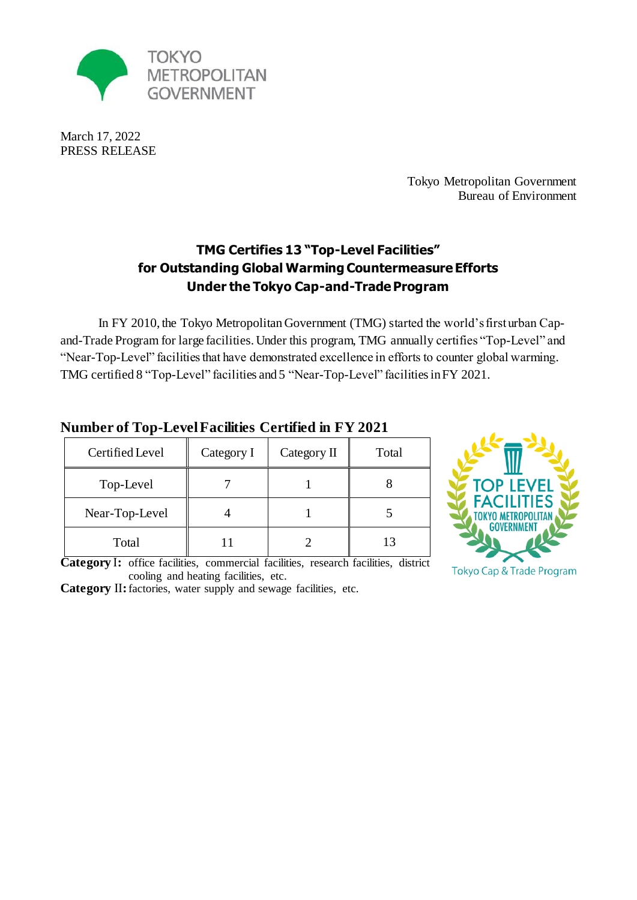TOKYO METROPOLITAN GOVERNMENT

March 17, 2022
PRESS RELEASE

Tokyo Metropolitan Government
Bureau of Environment

# TMG Certifies 13 "Top-Level Facilities" for Outstanding Global Warming Countermeasure Efforts Under the Tokyo Cap-and-Trade Program

In FY 2010, the Tokyo Metropolitan Government (TMG) started the world's first urban Cap-and-Trade Program for large facilities. Under this program, TMG annually certifies "Top-Level" and "Near-Top-Level" facilities that have demonstrated excellence in efforts to counter global warming. TMG certified 8 "Top-Level" facilities and 5 "Near-Top-Level" facilities in FY 2021.

## Number of Top-Level Facilities Certified in FY 2021

| Certified Level | Category I | Category II | Total |
|---|---|---|---|
| Top-Level | 7 | 1 | 8 |
| Near-Top-Level | 4 | 1 | 5 |
| Total | 11 | 2 | 13 |

**Category I:** office facilities, commercial facilities, research facilities, district cooling and heating facilities, etc.
**Category II:** factories, water supply and sewage facilities, etc.

TOP LEVEL FACILITIES TOKYO METROPOLITAN GOVERNMENT
Tokyo Cap & Trade Program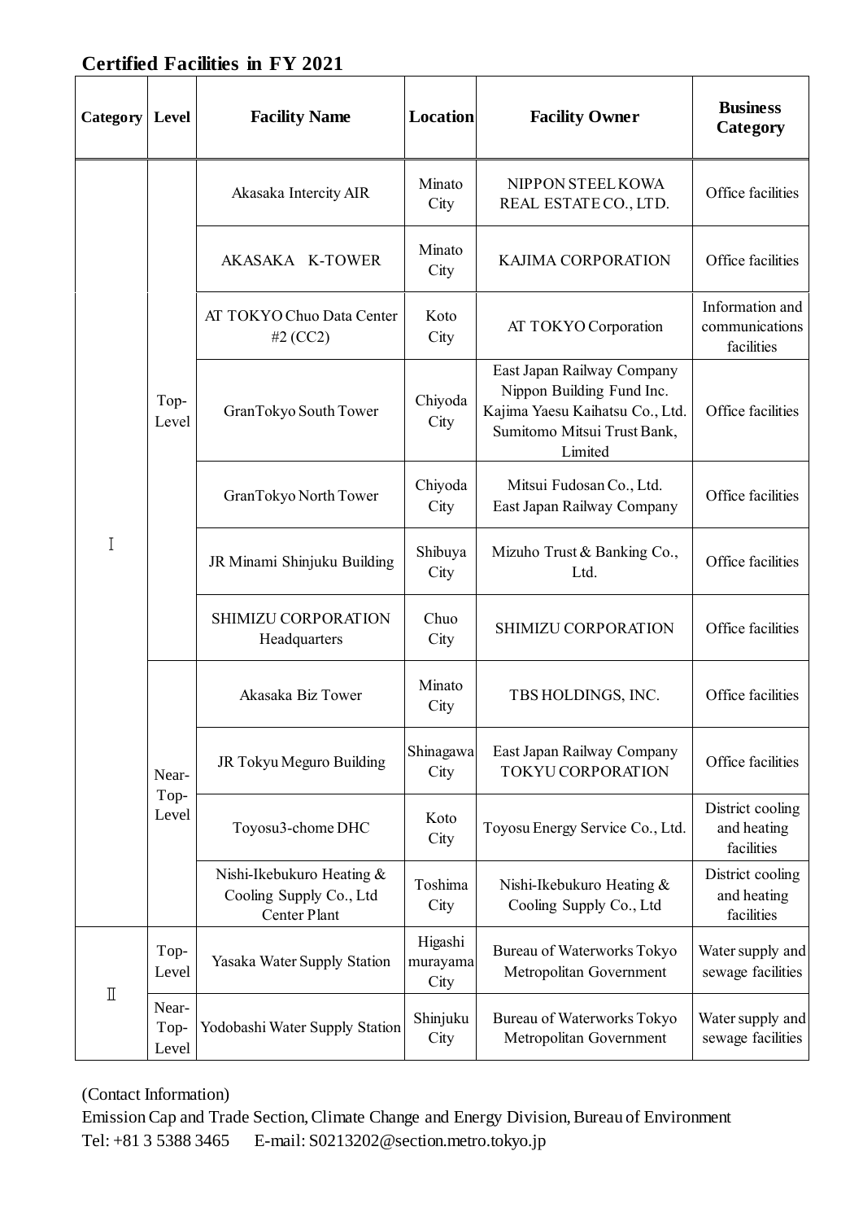## Certified Facilities in FY 2021

| Category | Level | Facility Name | Location | Facility Owner | Business Category |
|---|---|---|---|---|---|
| Ⅰ | Top-Level | Akasaka Intercity AIR | Minato City | NIPPON STEEL KOWA REAL ESTATE CO., LTD. | Office facilities |
| | | AKASAKA K-TOWER | Minato City | KAJIMA CORPORATION | Office facilities |
| | | AT TOKYO Chuo Data Center #2 (CC2) | Koto City | AT TOKYO Corporation | Information and communications facilities |
| | | GranTokyo South Tower | Chiyoda City | East Japan Railway Company<br>Nippon Building Fund Inc.<br>Kajima Yaesu Kaihatsu Co., Ltd.<br>Sumitomo Mitsui Trust Bank, Limited | Office facilities |
| | | GranTokyo North Tower | Chiyoda City | Mitsui Fudosan Co., Ltd.<br>East Japan Railway Company | Office facilities |
| | | JR Minami Shinjuku Building | Shibuya City | Mizuho Trust & Banking Co., Ltd. | Office facilities |
| | | SHIMIZU CORPORATION Headquarters | Chuo City | SHIMIZU CORPORATION | Office facilities |
| | Near-Top-Level | Akasaka Biz Tower | Minato City | TBS HOLDINGS, INC. | Office facilities |
| | | JR Tokyu Meguro Building | Shinagawa City | East Japan Railway Company<br>TOKYU CORPORATION | Office facilities |
| | | Toyosu3-chome DHC | Koto City | Toyosu Energy Service Co., Ltd. | District cooling and heating facilities |
| | | Nishi-Ikebukuro Heating & Cooling Supply Co., Ltd Center Plant | Toshima City | Nishi-Ikebukuro Heating & Cooling Supply Co., Ltd | District cooling and heating facilities |
| Ⅱ | Top-Level | Yasaka Water Supply Station | Higashi murayama City | Bureau of Waterworks Tokyo Metropolitan Government | Water supply and sewage facilities |
| | Near-Top-Level | Yodobashi Water Supply Station | Shinjuku City | Bureau of Waterworks Tokyo Metropolitan Government | Water supply and sewage facilities |

(Contact Information)
Emission Cap and Trade Section, Climate Change and Energy Division, Bureau of Environment
Tel: +81 3 5388 3465 E-mail: S0213202@section.metro.tokyo.jp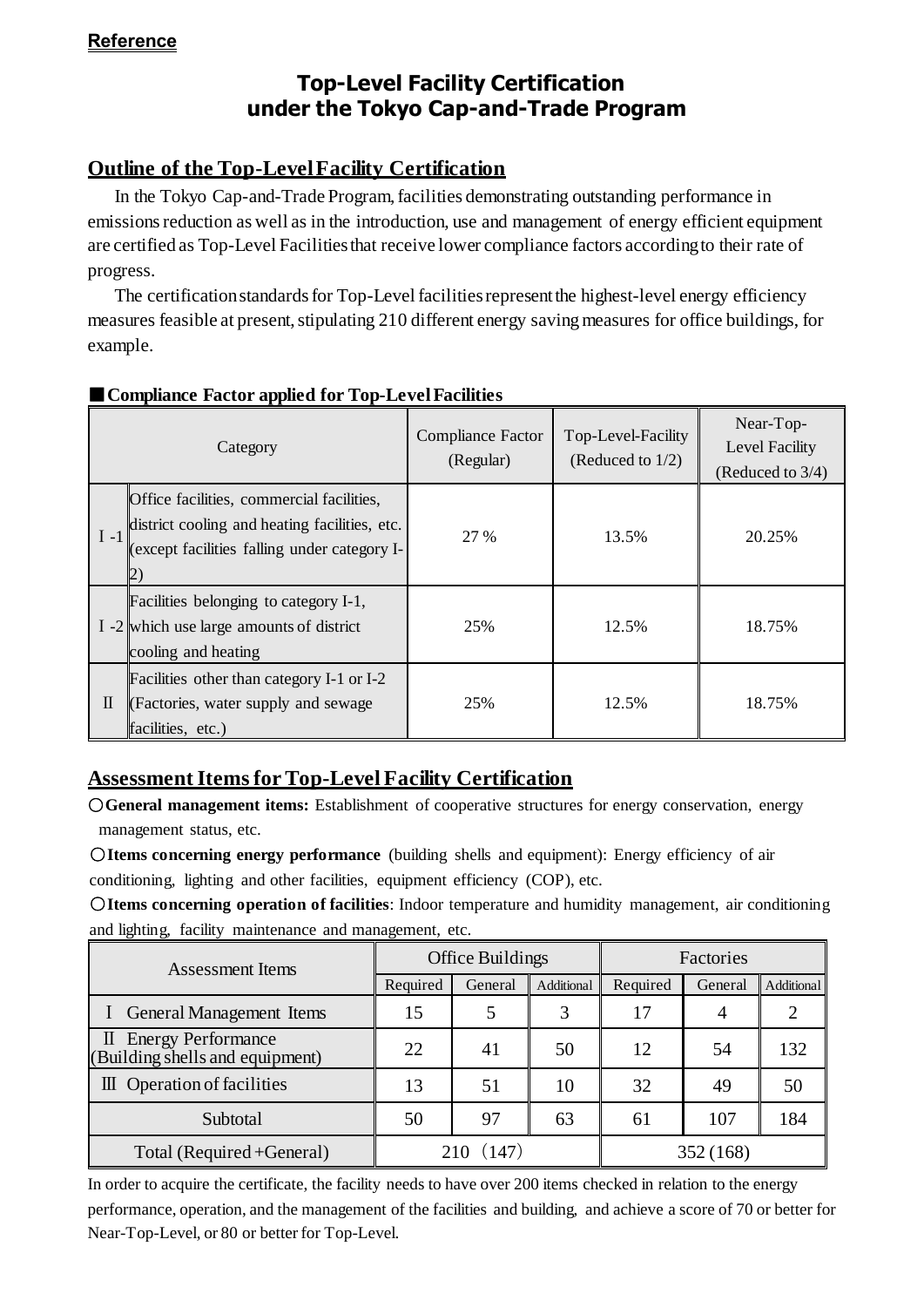**Reference**

# Top-Level Facility Certification under the Tokyo Cap-and-Trade Program

## Outline of the Top-Level Facility Certification

In the Tokyo Cap-and-Trade Program, facilities demonstrating outstanding performance in emissions reduction as well as in the introduction, use and management of energy efficient equipment are certified as Top-Level Facilities that receive lower compliance factors according to their rate of progress.

The certification standards for Top-Level facilities represent the highest-level energy efficiency measures feasible at present, stipulating 210 different energy saving measures for office buildings, for example.

■ **Compliance Factor applied for Top-Level Facilities**

| Category | | Compliance Factor (Regular) | Top-Level-Facility (Reduced to 1/2) | Near-Top-Level Facility (Reduced to 3/4) |
|---|---|---|---|---|
| I -1 | Office facilities, commercial facilities, district cooling and heating facilities, etc. (except facilities falling under category I-2) | 27 % | 13.5% | 20.25% |
| I -2 | Facilities belonging to category I-1, which use large amounts of district cooling and heating | 25% | 12.5% | 18.75% |
| II | Facilities other than category I-1 or I-2 (Factories, water supply and sewage facilities, etc.) | 25% | 12.5% | 18.75% |

## Assessment Items for Top-Level Facility Certification

○**General management items:** Establishment of cooperative structures for energy conservation, energy management status, etc.

○**Items concerning energy performance** (building shells and equipment): Energy efficiency of air conditioning, lighting and other facilities, equipment efficiency (COP), etc.

○**Items concerning operation of facilities**: Indoor temperature and humidity management, air conditioning and lighting, facility maintenance and management, etc.

| Assessment Items | Office Buildings | | | Factories | | |
|---|---|---|---|---|---|---|
| | Required | General | Additional | Required | General | Additional |
| I General Management Items | 15 | 5 | 3 | 17 | 4 | 2 |
| II Energy Performance (Building shells and equipment) | 22 | 41 | 50 | 12 | 54 | 132 |
| III Operation of facilities | 13 | 51 | 10 | 32 | 49 | 50 |
| Subtotal | 50 | 97 | 63 | 61 | 107 | 184 |
| Total (Required +General) | 210（147） | | | 352 (168) | | |

In order to acquire the certificate, the facility needs to have over 200 items checked in relation to the energy performance, operation, and the management of the facilities and building, and achieve a score of 70 or better for Near-Top-Level, or 80 or better for Top-Level.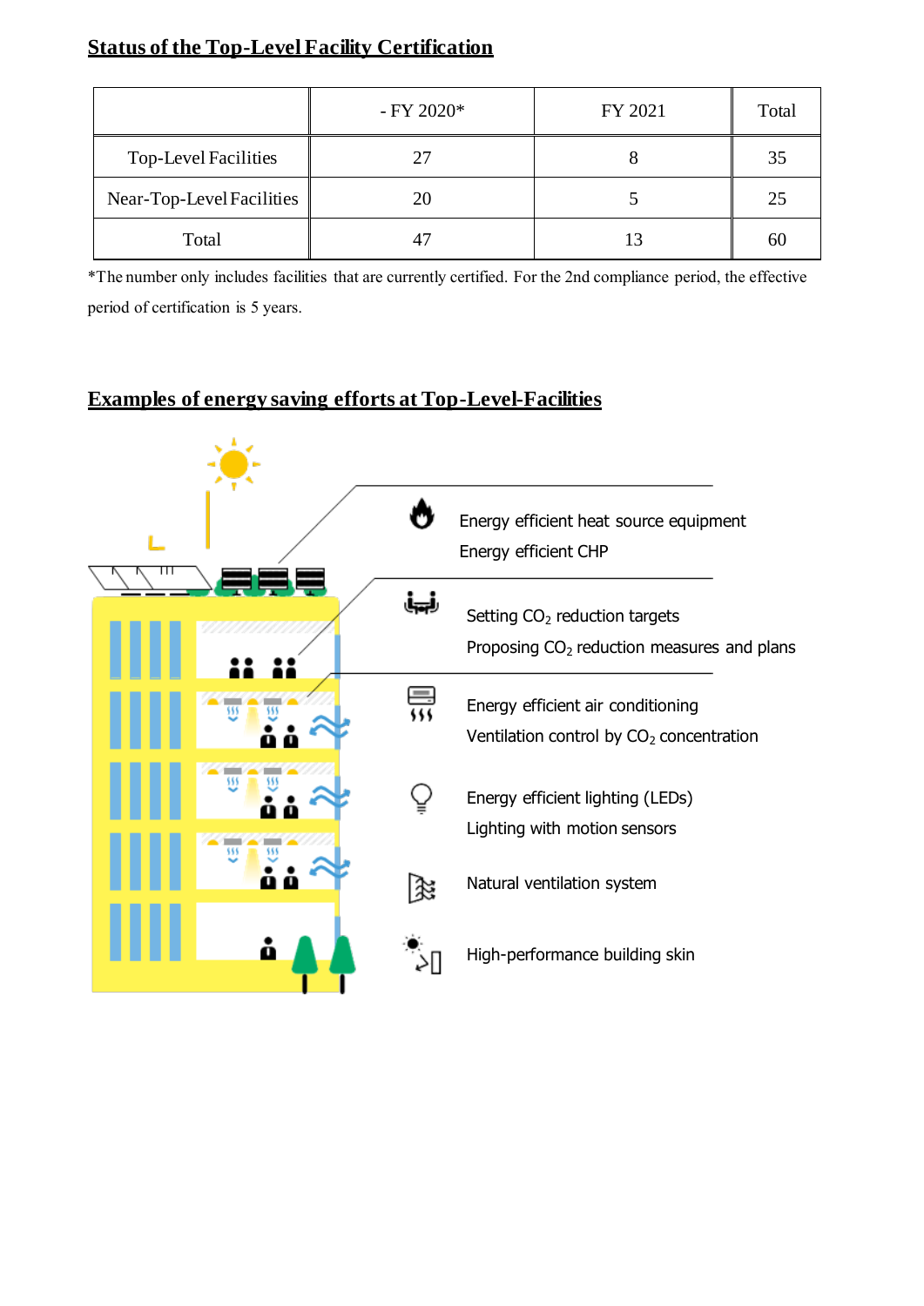## Status of the Top-Level Facility Certification

| | - FY 2020* | FY 2021 | Total |
|---|---|---|---|
| Top-Level Facilities | 27 | 8 | 35 |
| Near-Top-Level Facilities | 20 | 5 | 25 |
| Total | 47 | 13 | 60 |

*The number only includes facilities that are currently certified. For the 2nd compliance period, the effective period of certification is 5 years.

## Examples of energy saving efforts at Top-Level-Facilities

Energy efficient heat source equipment
Energy efficient CHP

Setting $CO_2$ reduction targets
Proposing $CO_2$ reduction measures and plans

Energy efficient air conditioning
Ventilation control by $CO_2$ concentration

Energy efficient lighting (LEDs)
Lighting with motion sensors

Natural ventilation system

High-performance building skin